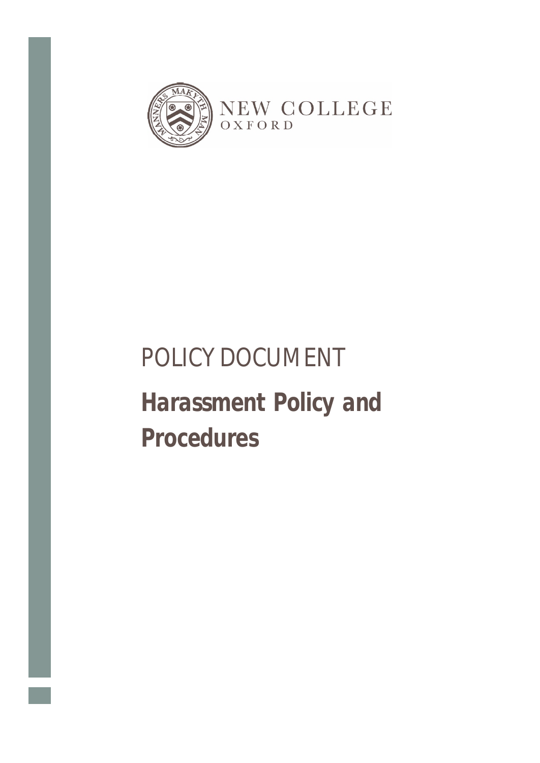NEW COLLEGE
OXFORD

POLICY DOCUMENT

# Harassment Policy and Procedures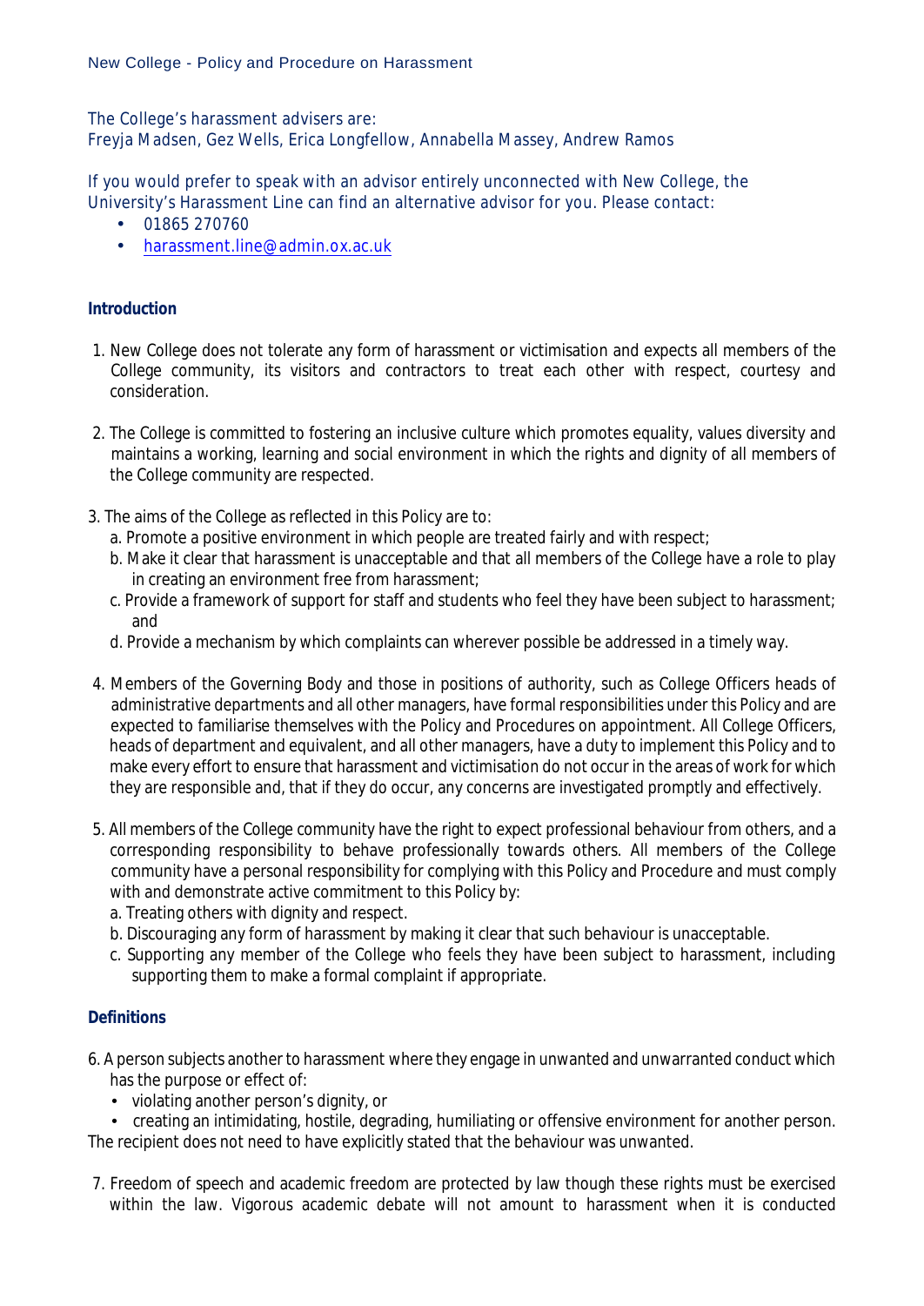The College's harassment advisers are:
Freyja Madsen, Gez Wells, Erica Longfellow, Annabella Massey, Andrew Ramos

If you would prefer to speak with an advisor entirely unconnected with New College, the University's Harassment Line can find an alternative advisor for you. Please contact:

- 01865 270760
- harassment.line@admin.ox.ac.uk

**Introduction**

1. New College does not tolerate any form of harassment or victimisation and expects all members of the College community, its visitors and contractors to treat each other with respect, courtesy and consideration.

2. The College is committed to fostering an inclusive culture which promotes equality, values diversity and maintains a working, learning and social environment in which the rights and dignity of all members of the College community are respected.

3. The aims of the College as reflected in this Policy are to:
   a. Promote a positive environment in which people are treated fairly and with respect;
   b. Make it clear that harassment is unacceptable and that all members of the College have a role to play in creating an environment free from harassment;
   c. Provide a framework of support for staff and students who feel they have been subject to harassment; and
   d. Provide a mechanism by which complaints can wherever possible be addressed in a timely way.

4. Members of the Governing Body and those in positions of authority, such as College Officers heads of administrative departments and all other managers, have formal responsibilities under this Policy and are expected to familiarise themselves with the Policy and Procedures on appointment. All College Officers, heads of department and equivalent, and all other managers, have a duty to implement this Policy and to make every effort to ensure that harassment and victimisation do not occur in the areas of work for which they are responsible and, that if they do occur, any concerns are investigated promptly and effectively.

5. All members of the College community have the right to expect professional behaviour from others, and a corresponding responsibility to behave professionally towards others. All members of the College community have a personal responsibility for complying with this Policy and Procedure and must comply with and demonstrate active commitment to this Policy by:
   a. Treating others with dignity and respect.
   b. Discouraging any form of harassment by making it clear that such behaviour is unacceptable.
   c. Supporting any member of the College who feels they have been subject to harassment, including supporting them to make a formal complaint if appropriate.

**Definitions**

6. A person subjects another to harassment where they engage in unwanted and unwarranted conduct which has the purpose or effect of:
   - violating another person's dignity, or
   - creating an intimidating, hostile, degrading, humiliating or offensive environment for another person.

The recipient does not need to have explicitly stated that the behaviour was unwanted.

7. Freedom of speech and academic freedom are protected by law though these rights must be exercised within the law. Vigorous academic debate will not amount to harassment when it is conducted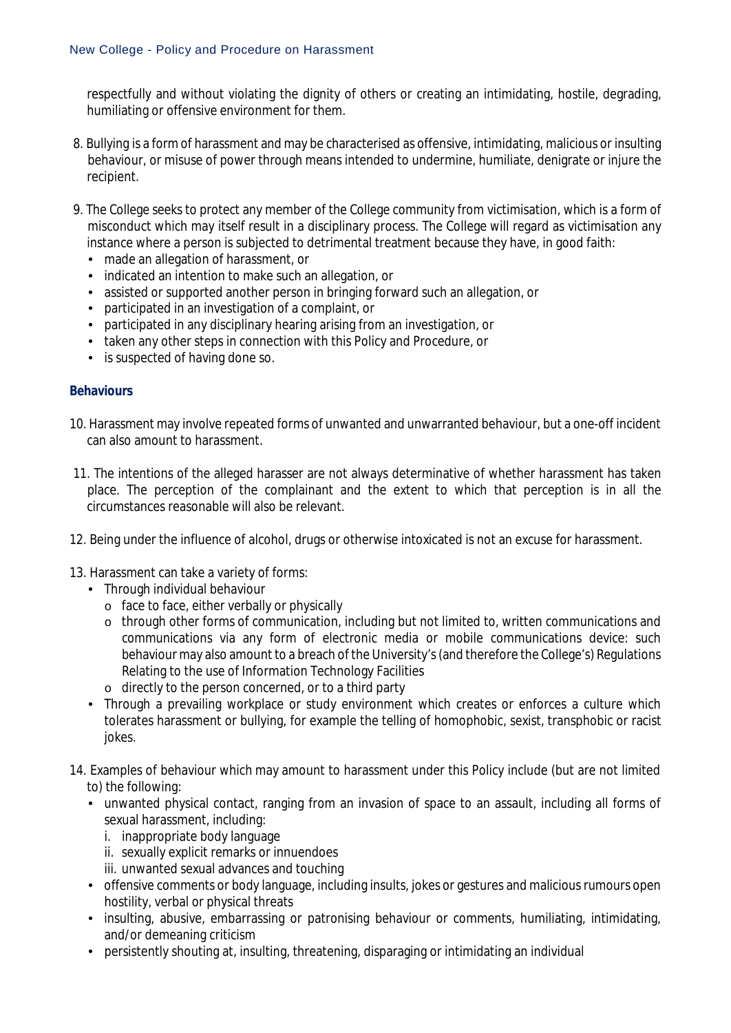respectfully and without violating the dignity of others or creating an intimidating, hostile, degrading, humiliating or offensive environment for them.

8. Bullying is a form of harassment and may be characterised as offensive, intimidating, malicious or insulting behaviour, or misuse of power through means intended to undermine, humiliate, denigrate or injure the recipient.

9. The College seeks to protect any member of the College community from victimisation, which is a form of misconduct which may itself result in a disciplinary process. The College will regard as victimisation any instance where a person is subjected to detrimental treatment because they have, in good faith:
   - made an allegation of harassment, or
   - indicated an intention to make such an allegation, or
   - assisted or supported another person in bringing forward such an allegation, or
   - participated in an investigation of a complaint, or
   - participated in any disciplinary hearing arising from an investigation, or
   - taken any other steps in connection with this Policy and Procedure, or
   - is suspected of having done so.

### Behaviours

10. Harassment may involve repeated forms of unwanted and unwarranted behaviour, but a one-off incident can also amount to harassment.

11. The intentions of the alleged harasser are not always determinative of whether harassment has taken place. The perception of the complainant and the extent to which that perception is in all the circumstances reasonable will also be relevant.

12. Being under the influence of alcohol, drugs or otherwise intoxicated is not an excuse for harassment.

13. Harassment can take a variety of forms:
   - Through individual behaviour
     - face to face, either verbally or physically
     - through other forms of communication, including but not limited to, written communications and communications via any form of electronic media or mobile communications device: such behaviour may also amount to a breach of the University's (and therefore the College's) Regulations Relating to the use of Information Technology Facilities
     - directly to the person concerned, or to a third party
   - Through a prevailing workplace or study environment which creates or enforces a culture which tolerates harassment or bullying, for example the telling of homophobic, sexist, transphobic or racist jokes.

14. Examples of behaviour which may amount to harassment under this Policy include (but are not limited to) the following:
   - unwanted physical contact, ranging from an invasion of space to an assault, including all forms of sexual harassment, including:
     1. inappropriate body language
     2. sexually explicit remarks or innuendoes
     3. unwanted sexual advances and touching
   - offensive comments or body language, including insults, jokes or gestures and malicious rumours open hostility, verbal or physical threats
   - insulting, abusive, embarrassing or patronising behaviour or comments, humiliating, intimidating, and/or demeaning criticism
   - persistently shouting at, insulting, threatening, disparaging or intimidating an individual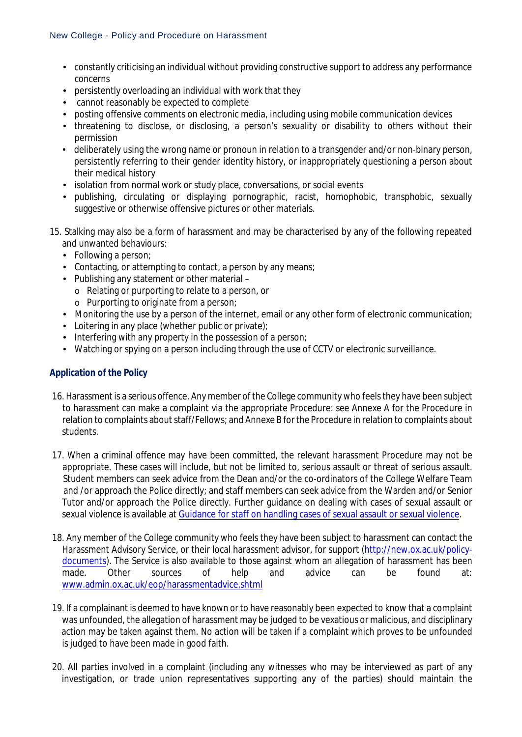- constantly criticising an individual without providing constructive support to address any performance concerns
- persistently overloading an individual with work that they
- cannot reasonably be expected to complete
- posting offensive comments on electronic media, including using mobile communication devices
- threatening to disclose, or disclosing, a person's sexuality or disability to others without their permission
- deliberately using the wrong name or pronoun in relation to a transgender and/or non-binary person, persistently referring to their gender identity history, or inappropriately questioning a person about their medical history
- isolation from normal work or study place, conversations, or social events
- publishing, circulating or displaying pornographic, racist, homophobic, transphobic, sexually suggestive or otherwise offensive pictures or other materials.

15. Stalking may also be a form of harassment and may be characterised by any of the following repeated and unwanted behaviours:
    - Following a person;
    - Contacting, or attempting to contact, a person by any means;
    - Publishing any statement or other material –
      - Relating or purporting to relate to a person, or
      - Purporting to originate from a person;
    - Monitoring the use by a person of the internet, email or any other form of electronic communication;
    - Loitering in any place (whether public or private);
    - Interfering with any property in the possession of a person;
    - Watching or spying on a person including through the use of CCTV or electronic surveillance.

## Application of the Policy

16. Harassment is a serious offence. Any member of the College community who feels they have been subject to harassment can make a complaint via the appropriate Procedure: see Annexe A for the Procedure in relation to complaints about staff/Fellows; and Annexe B for the Procedure in relation to complaints about students.

17. When a criminal offence may have been committed, the relevant harassment Procedure may not be appropriate. These cases will include, but not be limited to, serious assault or threat of serious assault. Student members can seek advice from the Dean and/or the co-ordinators of the College Welfare Team and /or approach the Police directly; and staff members can seek advice from the Warden and/or Senior Tutor and/or approach the Police directly. Further guidance on dealing with cases of sexual assault or sexual violence is available at Guidance for staff on handling cases of sexual assault or sexual violence.

18. Any member of the College community who feels they have been subject to harassment can contact the Harassment Advisory Service, or their local harassment advisor, for support (http://new.ox.ac.uk/policy-documents). The Service is also available to those against whom an allegation of harassment has been made. Other sources of help and advice can be found at: www.admin.ox.ac.uk/eop/harassmentadvice.shtml

19. If a complainant is deemed to have known or to have reasonably been expected to know that a complaint was unfounded, the allegation of harassment may be judged to be vexatious or malicious, and disciplinary action may be taken against them. No action will be taken if a complaint which proves to be unfounded is judged to have been made in good faith.

20. All parties involved in a complaint (including any witnesses who may be interviewed as part of any investigation, or trade union representatives supporting any of the parties) should maintain the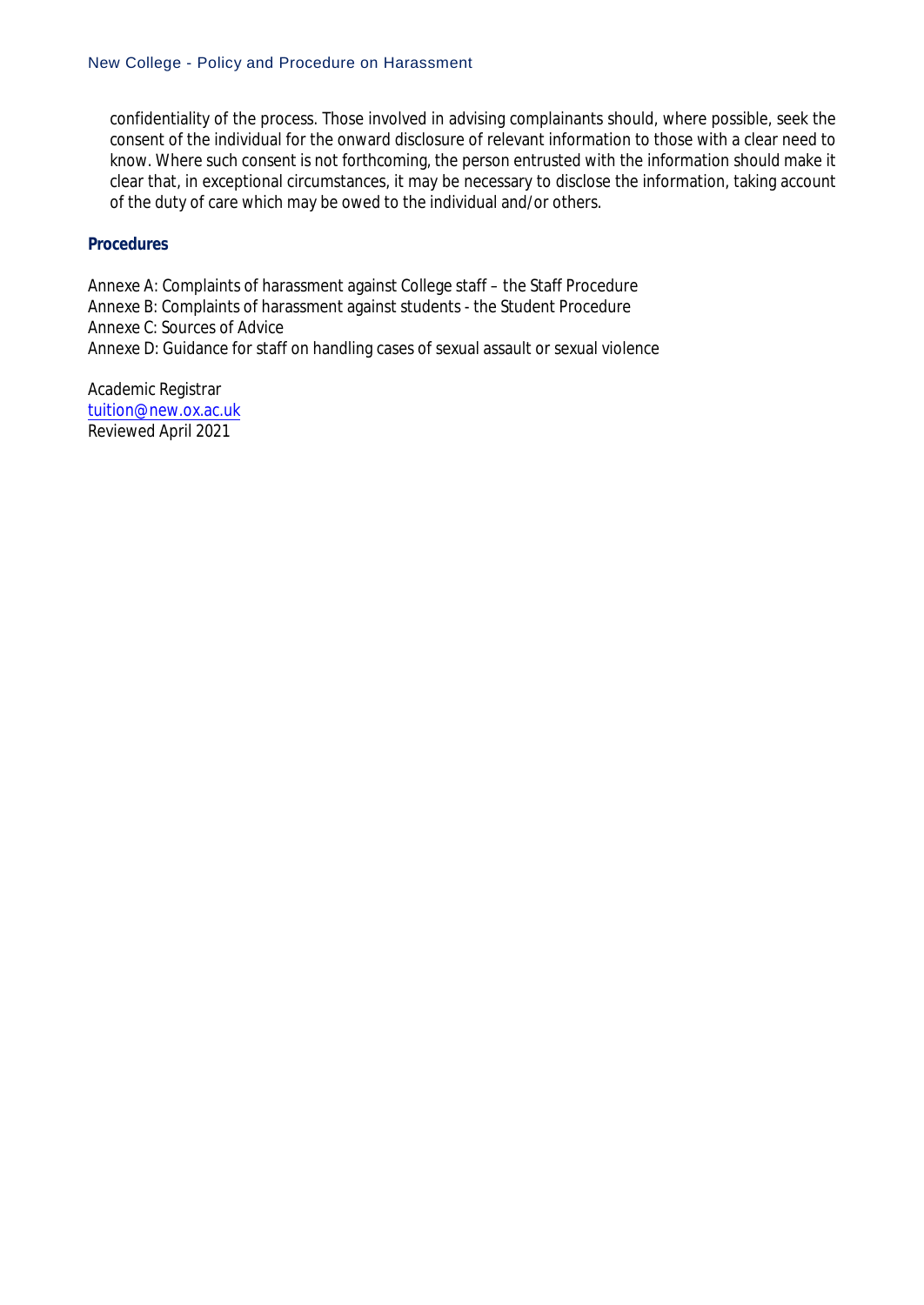confidentiality of the process. Those involved in advising complainants should, where possible, seek the consent of the individual for the onward disclosure of relevant information to those with a clear need to know. Where such consent is not forthcoming, the person entrusted with the information should make it clear that, in exceptional circumstances, it may be necessary to disclose the information, taking account of the duty of care which may be owed to the individual and/or others.

**Procedures**

Annexe A: Complaints of harassment against College staff – the Staff Procedure
Annexe B: Complaints of harassment against students - the Student Procedure
Annexe C: Sources of Advice
Annexe D: Guidance for staff on handling cases of sexual assault or sexual violence

Academic Registrar
tuition@new.ox.ac.uk
Reviewed April 2021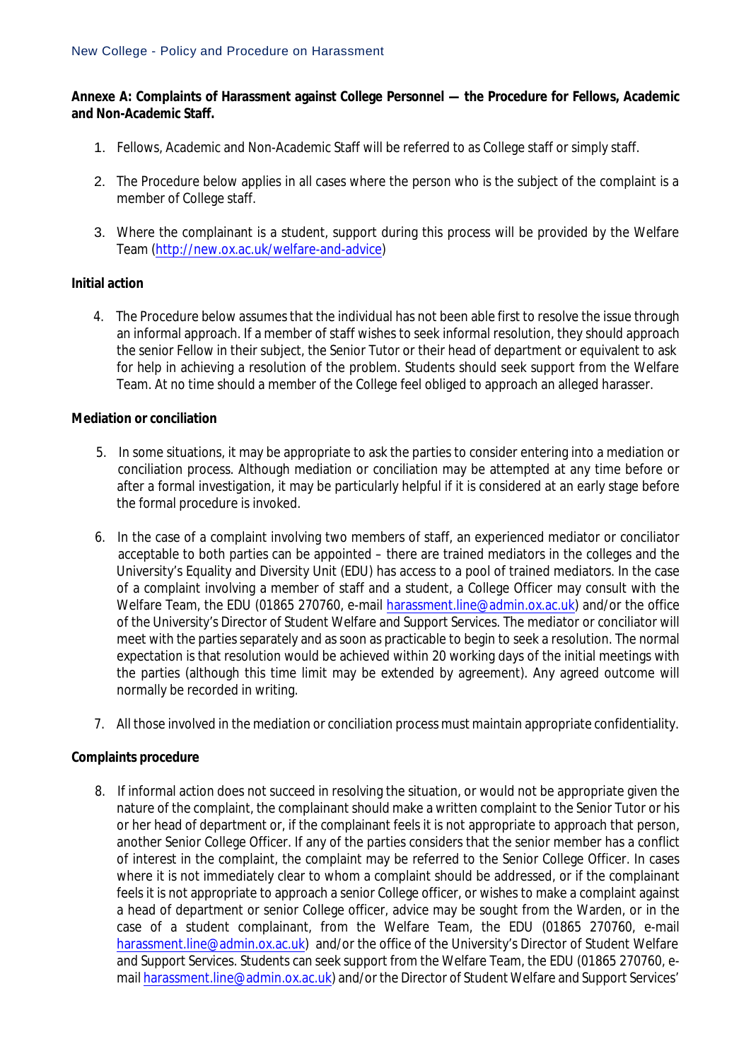**Annexe A: Complaints of Harassment against College Personnel — the Procedure for Fellows, Academic and Non-Academic Staff.**

1. Fellows, Academic and Non-Academic Staff will be referred to as College staff or simply staff.

2. The Procedure below applies in all cases where the person who is the subject of the complaint is a member of College staff.

3. Where the complainant is a student, support during this process will be provided by the Welfare Team (http://new.ox.ac.uk/welfare-and-advice)

**Initial action**

4. The Procedure below assumes that the individual has not been able first to resolve the issue through an informal approach. If a member of staff wishes to seek informal resolution, they should approach the senior Fellow in their subject, the Senior Tutor or their head of department or equivalent to ask for help in achieving a resolution of the problem. Students should seek support from the Welfare Team. At no time should a member of the College feel obliged to approach an alleged harasser.

**Mediation or conciliation**

5. In some situations, it may be appropriate to ask the parties to consider entering into a mediation or conciliation process. Although mediation or conciliation may be attempted at any time before or after a formal investigation, it may be particularly helpful if it is considered at an early stage before the formal procedure is invoked.

6. In the case of a complaint involving two members of staff, an experienced mediator or conciliator acceptable to both parties can be appointed – there are trained mediators in the colleges and the University's Equality and Diversity Unit (EDU) has access to a pool of trained mediators. In the case of a complaint involving a member of staff and a student, a College Officer may consult with the Welfare Team, the EDU (01865 270760, e-mail harassment.line@admin.ox.ac.uk) and/or the office of the University's Director of Student Welfare and Support Services. The mediator or conciliator will meet with the parties separately and as soon as practicable to begin to seek a resolution. The normal expectation is that resolution would be achieved within 20 working days of the initial meetings with the parties (although this time limit may be extended by agreement). Any agreed outcome will normally be recorded in writing.

7. All those involved in the mediation or conciliation process must maintain appropriate confidentiality.

**Complaints procedure**

8. If informal action does not succeed in resolving the situation, or would not be appropriate given the nature of the complaint, the complainant should make a written complaint to the Senior Tutor or his or her head of department or, if the complainant feels it is not appropriate to approach that person, another Senior College Officer. If any of the parties considers that the senior member has a conflict of interest in the complaint, the complaint may be referred to the Senior College Officer. In cases where it is not immediately clear to whom a complaint should be addressed, or if the complainant feels it is not appropriate to approach a senior College officer, or wishes to make a complaint against a head of department or senior College officer, advice may be sought from the Warden, or in the case of a student complainant, from the Welfare Team, the EDU (01865 270760, e-mail harassment.line@admin.ox.ac.uk) and/or the office of the University's Director of Student Welfare and Support Services. Students can seek support from the Welfare Team, the EDU (01865 270760, e-mail harassment.line@admin.ox.ac.uk) and/or the Director of Student Welfare and Support Services'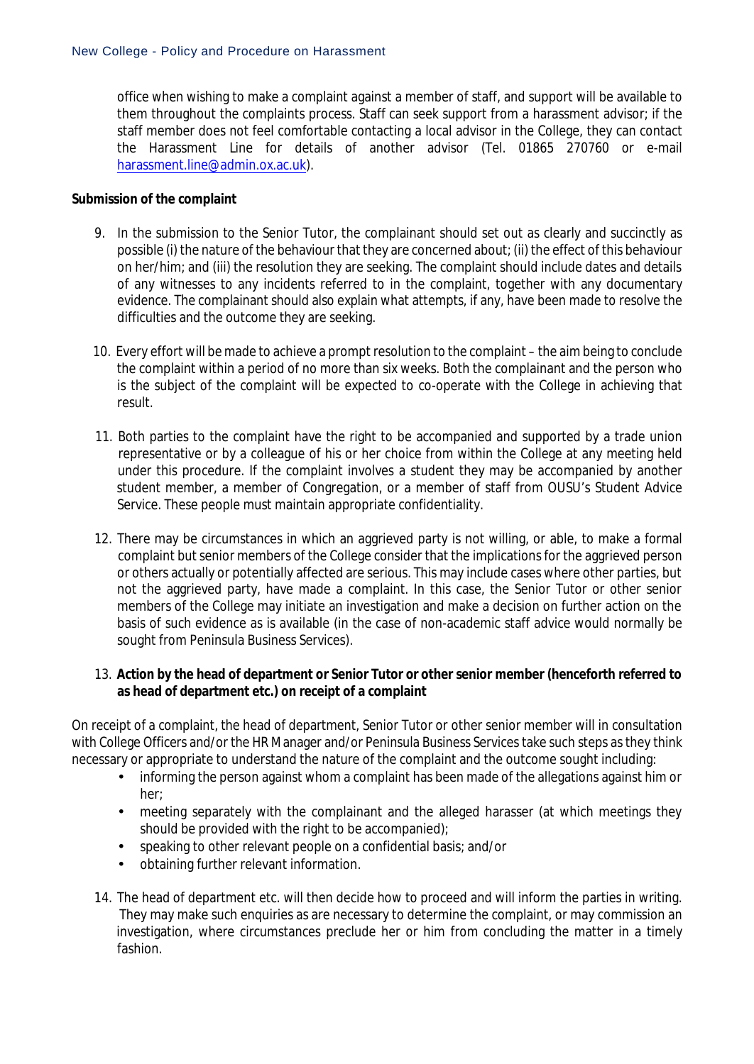office when wishing to make a complaint against a member of staff, and support will be available to them throughout the complaints process. Staff can seek support from a harassment advisor; if the staff member does not feel comfortable contacting a local advisor in the College, they can contact the Harassment Line for details of another advisor (Tel. 01865 270760 or e-mail harassment.line@admin.ox.ac.uk).

**Submission of the complaint**

9. In the submission to the Senior Tutor, the complainant should set out as clearly and succinctly as possible (i) the nature of the behaviour that they are concerned about; (ii) the effect of this behaviour on her/him; and (iii) the resolution they are seeking. The complaint should include dates and details of any witnesses to any incidents referred to in the complaint, together with any documentary evidence. The complainant should also explain what attempts, if any, have been made to resolve the difficulties and the outcome they are seeking.

10. Every effort will be made to achieve a prompt resolution to the complaint – the aim being to conclude the complaint within a period of no more than six weeks. Both the complainant and the person who is the subject of the complaint will be expected to co-operate with the College in achieving that result.

11. Both parties to the complaint have the right to be accompanied and supported by a trade union representative or by a colleague of his or her choice from within the College at any meeting held under this procedure. If the complaint involves a student they may be accompanied by another student member, a member of Congregation, or a member of staff from OUSU's Student Advice Service. These people must maintain appropriate confidentiality.

12. There may be circumstances in which an aggrieved party is not willing, or able, to make a formal complaint but senior members of the College consider that the implications for the aggrieved person or others actually or potentially affected are serious. This may include cases where other parties, but not the aggrieved party, have made a complaint. In this case, the Senior Tutor or other senior members of the College may initiate an investigation and make a decision on further action on the basis of such evidence as is available (in the case of non-academic staff advice would normally be sought from Peninsula Business Services).

13. **Action by the head of department or Senior Tutor or other senior member (henceforth referred to as head of department etc.) on receipt of a complaint**

On receipt of a complaint, the head of department, Senior Tutor or other senior member will in consultation with College Officers and/or the HR Manager and/or Peninsula Business Services take such steps as they think necessary or appropriate to understand the nature of the complaint and the outcome sought including:

- informing the person against whom a complaint has been made of the allegations against him or her;
- meeting separately with the complainant and the alleged harasser (at which meetings they should be provided with the right to be accompanied);
- speaking to other relevant people on a confidential basis; and/or
- obtaining further relevant information.

14. The head of department etc. will then decide how to proceed and will inform the parties in writing. They may make such enquiries as are necessary to determine the complaint, or may commission an investigation, where circumstances preclude her or him from concluding the matter in a timely fashion.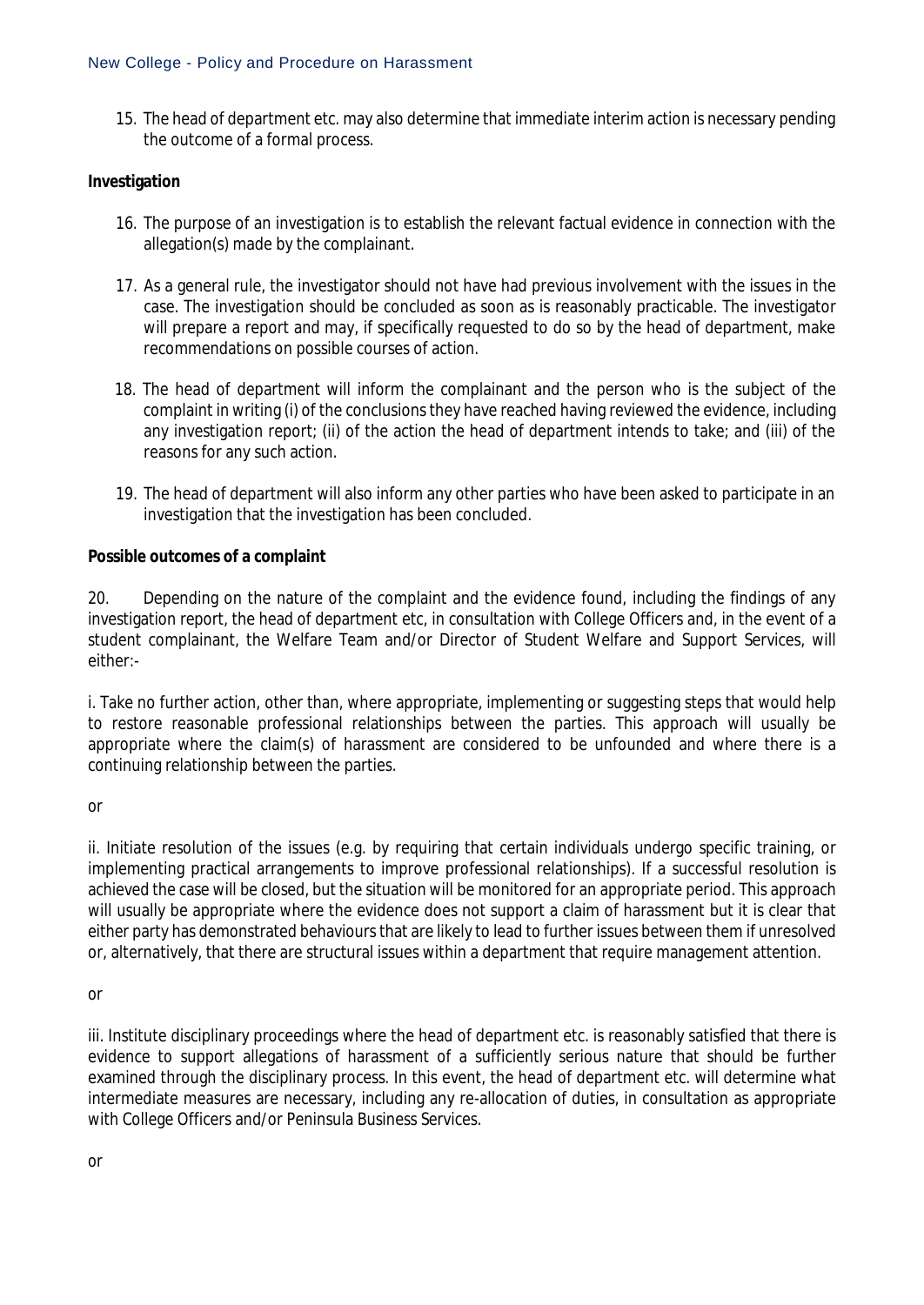15. The head of department etc. may also determine that immediate interim action is necessary pending the outcome of a formal process.

**Investigation**

16. The purpose of an investigation is to establish the relevant factual evidence in connection with the allegation(s) made by the complainant.

17. As a general rule, the investigator should not have had previous involvement with the issues in the case. The investigation should be concluded as soon as is reasonably practicable. The investigator will prepare a report and may, if specifically requested to do so by the head of department, make recommendations on possible courses of action.

18. The head of department will inform the complainant and the person who is the subject of the complaint in writing (i) of the conclusions they have reached having reviewed the evidence, including any investigation report; (ii) of the action the head of department intends to take; and (iii) of the reasons for any such action.

19. The head of department will also inform any other parties who have been asked to participate in an investigation that the investigation has been concluded.

**Possible outcomes of a complaint**

20. Depending on the nature of the complaint and the evidence found, including the findings of any investigation report, the head of department etc, in consultation with College Officers and, in the event of a student complainant, the Welfare Team and/or Director of Student Welfare and Support Services, will either:-

i. Take no further action, other than, where appropriate, implementing or suggesting steps that would help to restore reasonable professional relationships between the parties. This approach will usually be appropriate where the claim(s) of harassment are considered to be unfounded and where there is a continuing relationship between the parties.

or

ii. Initiate resolution of the issues (e.g. by requiring that certain individuals undergo specific training, or implementing practical arrangements to improve professional relationships). If a successful resolution is achieved the case will be closed, but the situation will be monitored for an appropriate period. This approach will usually be appropriate where the evidence does not support a claim of harassment but it is clear that either party has demonstrated behaviours that are likely to lead to further issues between them if unresolved or, alternatively, that there are structural issues within a department that require management attention.

or

iii. Institute disciplinary proceedings where the head of department etc. is reasonably satisfied that there is evidence to support allegations of harassment of a sufficiently serious nature that should be further examined through the disciplinary process. In this event, the head of department etc. will determine what intermediate measures are necessary, including any re-allocation of duties, in consultation as appropriate with College Officers and/or Peninsula Business Services.

or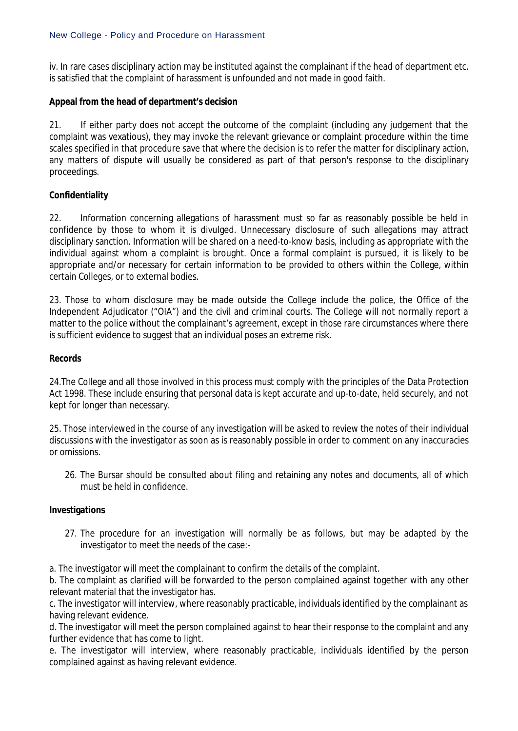iv. In rare cases disciplinary action may be instituted against the complainant if the head of department etc. is satisfied that the complaint of harassment is unfounded and not made in good faith.

**Appeal from the head of department's decision**

21. If either party does not accept the outcome of the complaint (including any judgement that the complaint was vexatious), they may invoke the relevant grievance or complaint procedure within the time scales specified in that procedure save that where the decision is to refer the matter for disciplinary action, any matters of dispute will usually be considered as part of that person's response to the disciplinary proceedings.

**Confidentiality**

22. Information concerning allegations of harassment must so far as reasonably possible be held in confidence by those to whom it is divulged. Unnecessary disclosure of such allegations may attract disciplinary sanction. Information will be shared on a need-to-know basis, including as appropriate with the individual against whom a complaint is brought. Once a formal complaint is pursued, it is likely to be appropriate and/or necessary for certain information to be provided to others within the College, within certain Colleges, or to external bodies.

23. Those to whom disclosure may be made outside the College include the police, the Office of the Independent Adjudicator ("OIA") and the civil and criminal courts. The College will not normally report a matter to the police without the complainant's agreement, except in those rare circumstances where there is sufficient evidence to suggest that an individual poses an extreme risk.

**Records**

24. The College and all those involved in this process must comply with the principles of the Data Protection Act 1998. These include ensuring that personal data is kept accurate and up-to-date, held securely, and not kept for longer than necessary.

25. Those interviewed in the course of any investigation will be asked to review the notes of their individual discussions with the investigator as soon as is reasonably possible in order to comment on any inaccuracies or omissions.

26. The Bursar should be consulted about filing and retaining any notes and documents, all of which must be held in confidence.

**Investigations**

27. The procedure for an investigation will normally be as follows, but may be adapted by the investigator to meet the needs of the case:-

a. The investigator will meet the complainant to confirm the details of the complaint.
b. The complaint as clarified will be forwarded to the person complained against together with any other relevant material that the investigator has.
c. The investigator will interview, where reasonably practicable, individuals identified by the complainant as having relevant evidence.
d. The investigator will meet the person complained against to hear their response to the complaint and any further evidence that has come to light.
e. The investigator will interview, where reasonably practicable, individuals identified by the person complained against as having relevant evidence.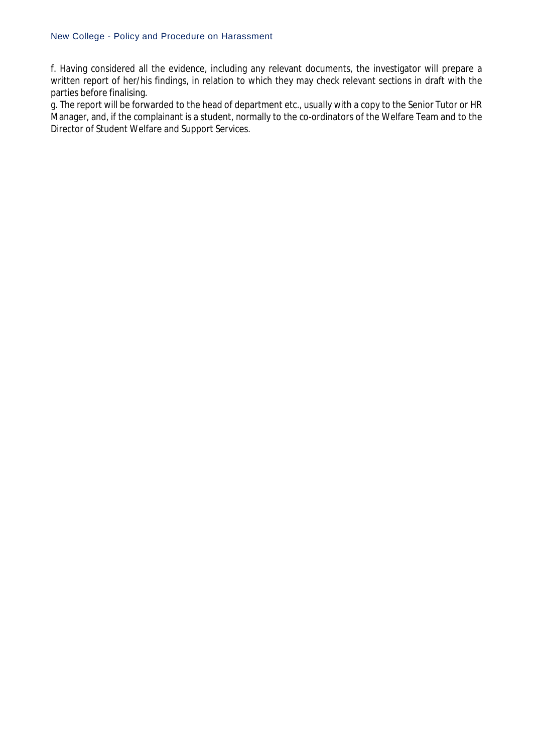f. Having considered all the evidence, including any relevant documents, the investigator will prepare a written report of her/his findings, in relation to which they may check relevant sections in draft with the parties before finalising.

g. The report will be forwarded to the head of department etc., usually with a copy to the Senior Tutor or HR Manager, and, if the complainant is a student, normally to the co-ordinators of the Welfare Team and to the Director of Student Welfare and Support Services.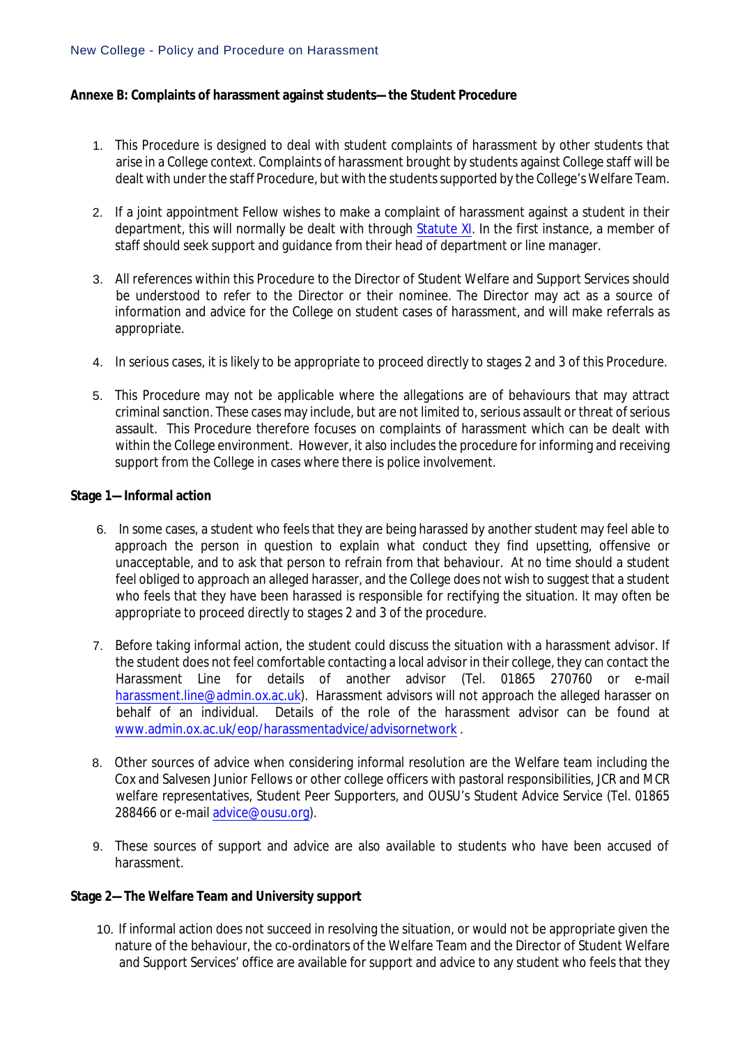**Annexe B: Complaints of harassment against students—the Student Procedure**

1. This Procedure is designed to deal with student complaints of harassment by other students that arise in a College context. Complaints of harassment brought by students against College staff will be dealt with under the staff Procedure, but with the students supported by the College's Welfare Team.

2. If a joint appointment Fellow wishes to make a complaint of harassment against a student in their department, this will normally be dealt with through Statute XI. In the first instance, a member of staff should seek support and guidance from their head of department or line manager.

3. All references within this Procedure to the Director of Student Welfare and Support Services should be understood to refer to the Director or their nominee. The Director may act as a source of information and advice for the College on student cases of harassment, and will make referrals as appropriate.

4. In serious cases, it is likely to be appropriate to proceed directly to stages 2 and 3 of this Procedure.

5. This Procedure may not be applicable where the allegations are of behaviours that may attract criminal sanction. These cases may include, but are not limited to, serious assault or threat of serious assault. This Procedure therefore focuses on complaints of harassment which can be dealt with within the College environment. However, it also includes the procedure for informing and receiving support from the College in cases where there is police involvement.

**Stage 1—Informal action**

6. In some cases, a student who feels that they are being harassed by another student may feel able to approach the person in question to explain what conduct they find upsetting, offensive or unacceptable, and to ask that person to refrain from that behaviour. At no time should a student feel obliged to approach an alleged harasser, and the College does not wish to suggest that a student who feels that they have been harassed is responsible for rectifying the situation. It may often be appropriate to proceed directly to stages 2 and 3 of the procedure.

7. Before taking informal action, the student could discuss the situation with a harassment advisor. If the student does not feel comfortable contacting a local advisor in their college, they can contact the Harassment Line for details of another advisor (Tel. 01865 270760 or e-mail harassment.line@admin.ox.ac.uk). Harassment advisors will not approach the alleged harasser on behalf of an individual. Details of the role of the harassment advisor can be found at www.admin.ox.ac.uk/eop/harassmentadvice/advisornetwork .

8. Other sources of advice when considering informal resolution are the Welfare team including the Cox and Salvesen Junior Fellows or other college officers with pastoral responsibilities, JCR and MCR welfare representatives, Student Peer Supporters, and OUSU's Student Advice Service (Tel. 01865 288466 or e-mail advice@ousu.org).

9. These sources of support and advice are also available to students who have been accused of harassment.

**Stage 2—The Welfare Team and University support**

10. If informal action does not succeed in resolving the situation, or would not be appropriate given the nature of the behaviour, the co-ordinators of the Welfare Team and the Director of Student Welfare and Support Services' office are available for support and advice to any student who feels that they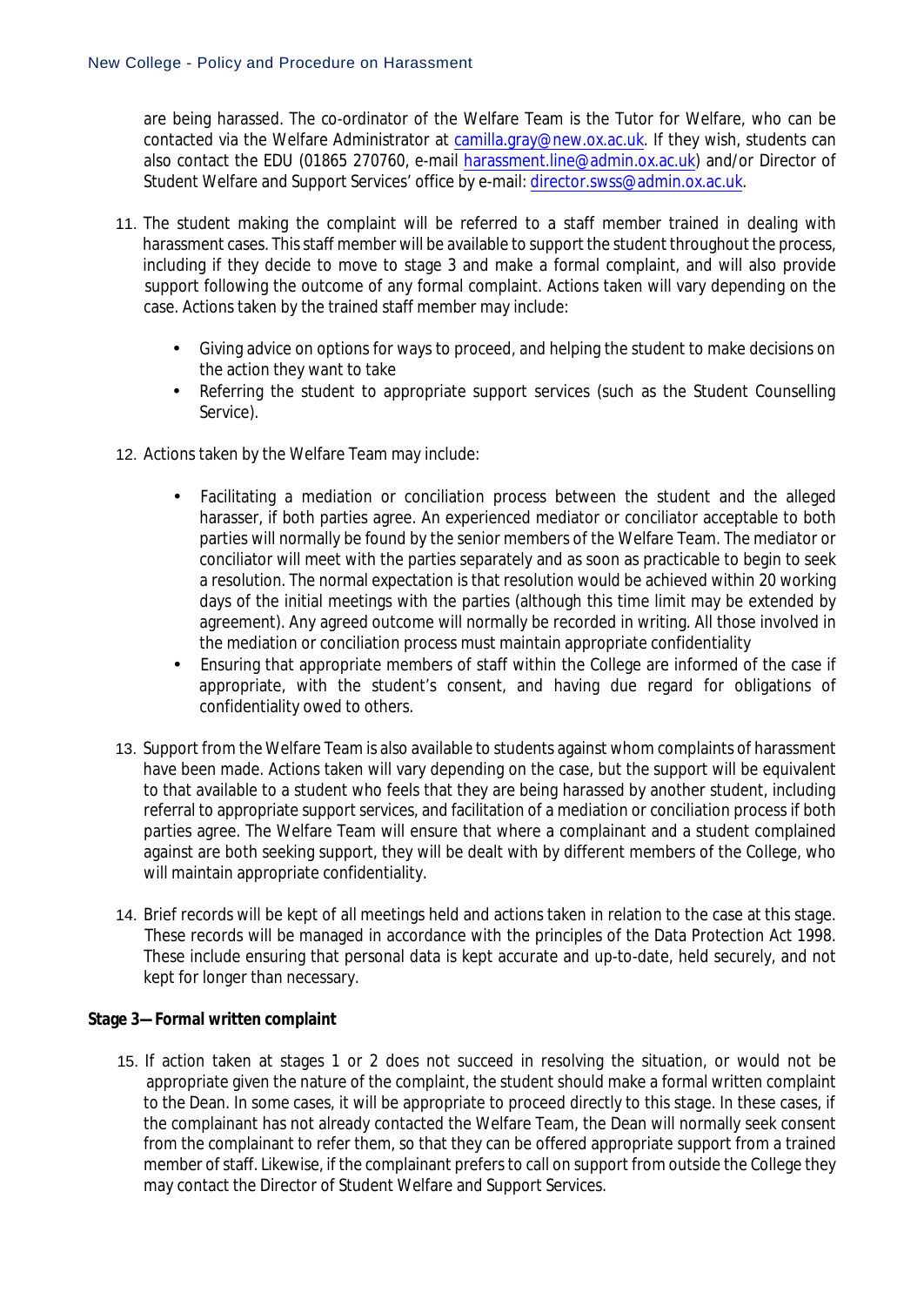are being harassed. The co-ordinator of the Welfare Team is the Tutor for Welfare, who can be contacted via the Welfare Administrator at camilla.gray@new.ox.ac.uk. If they wish, students can also contact the EDU (01865 270760, e-mail harassment.line@admin.ox.ac.uk) and/or Director of Student Welfare and Support Services' office by e-mail: director.swss@admin.ox.ac.uk.

11. The student making the complaint will be referred to a staff member trained in dealing with harassment cases. This staff member will be available to support the student throughout the process, including if they decide to move to stage 3 and make a formal complaint, and will also provide support following the outcome of any formal complaint. Actions taken will vary depending on the case. Actions taken by the trained staff member may include:

    - Giving advice on options for ways to proceed, and helping the student to make decisions on the action they want to take
    - Referring the student to appropriate support services (such as the Student Counselling Service).

12. Actions taken by the Welfare Team may include:

    - Facilitating a mediation or conciliation process between the student and the alleged harasser, if both parties agree. An experienced mediator or conciliator acceptable to both parties will normally be found by the senior members of the Welfare Team. The mediator or conciliator will meet with the parties separately and as soon as practicable to begin to seek a resolution. The normal expectation is that resolution would be achieved within 20 working days of the initial meetings with the parties (although this time limit may be extended by agreement). Any agreed outcome will normally be recorded in writing. All those involved in the mediation or conciliation process must maintain appropriate confidentiality
    - Ensuring that appropriate members of staff within the College are informed of the case if appropriate, with the student's consent, and having due regard for obligations of confidentiality owed to others.

13. Support from the Welfare Team is also available to students against whom complaints of harassment have been made. Actions taken will vary depending on the case, but the support will be equivalent to that available to a student who feels that they are being harassed by another student, including referral to appropriate support services, and facilitation of a mediation or conciliation process if both parties agree. The Welfare Team will ensure that where a complainant and a student complained against are both seeking support, they will be dealt with by different members of the College, who will maintain appropriate confidentiality.

14. Brief records will be kept of all meetings held and actions taken in relation to the case at this stage. These records will be managed in accordance with the principles of the Data Protection Act 1998. These include ensuring that personal data is kept accurate and up-to-date, held securely, and not kept for longer than necessary.

**Stage 3—Formal written complaint**

15. If action taken at stages 1 or 2 does not succeed in resolving the situation, or would not be appropriate given the nature of the complaint, the student should make a formal written complaint to the Dean. In some cases, it will be appropriate to proceed directly to this stage. In these cases, if the complainant has not already contacted the Welfare Team, the Dean will normally seek consent from the complainant to refer them, so that they can be offered appropriate support from a trained member of staff. Likewise, if the complainant prefers to call on support from outside the College they may contact the Director of Student Welfare and Support Services.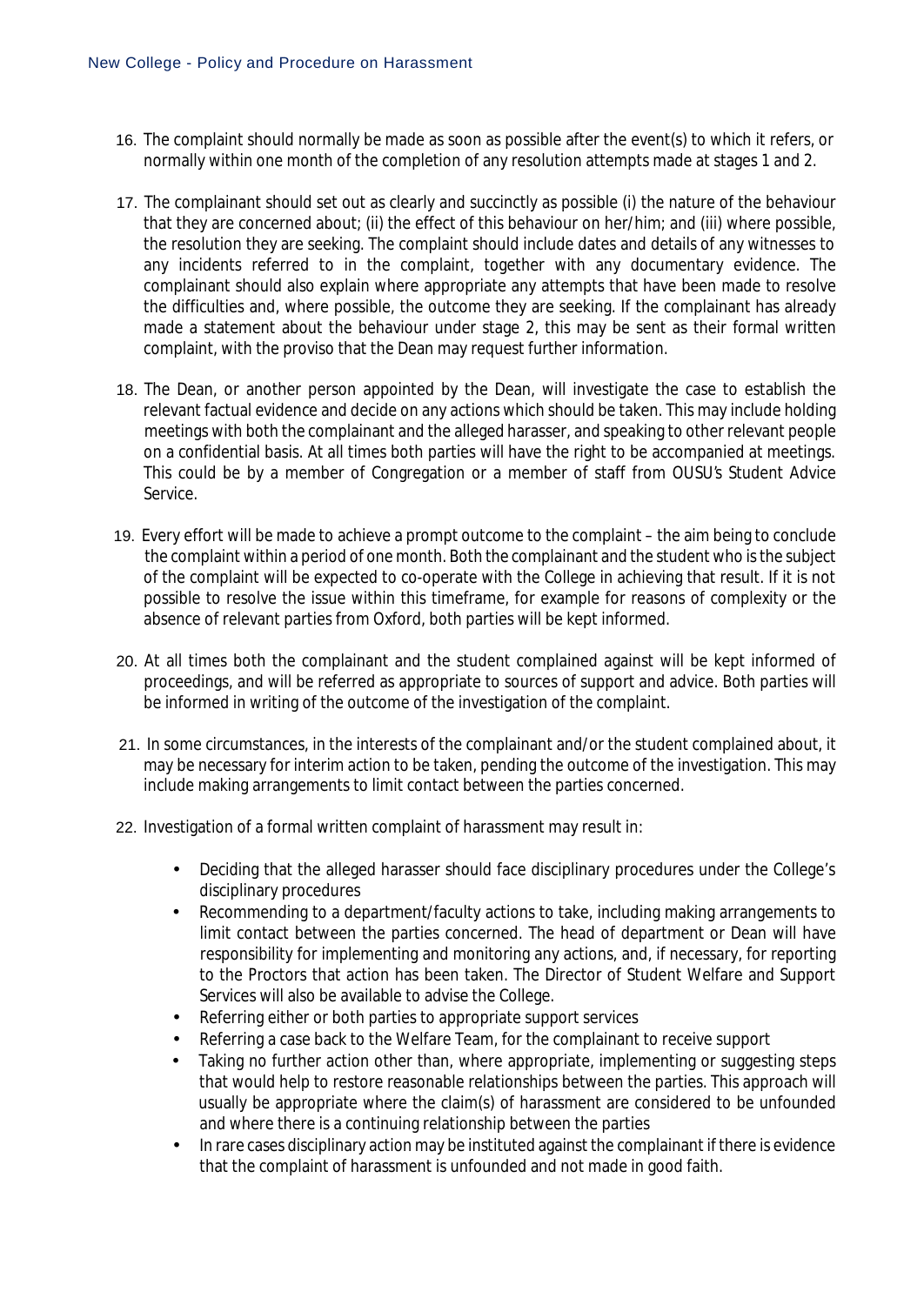16. The complaint should normally be made as soon as possible after the event(s) to which it refers, or normally within one month of the completion of any resolution attempts made at stages 1 and 2.

17. The complainant should set out as clearly and succinctly as possible (i) the nature of the behaviour that they are concerned about; (ii) the effect of this behaviour on her/him; and (iii) where possible, the resolution they are seeking. The complaint should include dates and details of any witnesses to any incidents referred to in the complaint, together with any documentary evidence. The complainant should also explain where appropriate any attempts that have been made to resolve the difficulties and, where possible, the outcome they are seeking. If the complainant has already made a statement about the behaviour under stage 2, this may be sent as their formal written complaint, with the proviso that the Dean may request further information.

18. The Dean, or another person appointed by the Dean, will investigate the case to establish the relevant factual evidence and decide on any actions which should be taken. This may include holding meetings with both the complainant and the alleged harasser, and speaking to other relevant people on a confidential basis. At all times both parties will have the right to be accompanied at meetings. This could be by a member of Congregation or a member of staff from OUSU's Student Advice Service.

19. Every effort will be made to achieve a prompt outcome to the complaint – the aim being to conclude the complaint within a period of one month. Both the complainant and the student who is the subject of the complaint will be expected to co-operate with the College in achieving that result. If it is not possible to resolve the issue within this timeframe, for example for reasons of complexity or the absence of relevant parties from Oxford, both parties will be kept informed.

20. At all times both the complainant and the student complained against will be kept informed of proceedings, and will be referred as appropriate to sources of support and advice. Both parties will be informed in writing of the outcome of the investigation of the complaint.

21. In some circumstances, in the interests of the complainant and/or the student complained about, it may be necessary for interim action to be taken, pending the outcome of the investigation. This may include making arrangements to limit contact between the parties concerned.

22. Investigation of a formal written complaint of harassment may result in:

    - Deciding that the alleged harasser should face disciplinary procedures under the College's disciplinary procedures
    - Recommending to a department/faculty actions to take, including making arrangements to limit contact between the parties concerned. The head of department or Dean will have responsibility for implementing and monitoring any actions, and, if necessary, for reporting to the Proctors that action has been taken. The Director of Student Welfare and Support Services will also be available to advise the College.
    - Referring either or both parties to appropriate support services
    - Referring a case back to the Welfare Team, for the complainant to receive support
    - Taking no further action other than, where appropriate, implementing or suggesting steps that would help to restore reasonable relationships between the parties. This approach will usually be appropriate where the claim(s) of harassment are considered to be unfounded and where there is a continuing relationship between the parties
    - In rare cases disciplinary action may be instituted against the complainant if there is evidence that the complaint of harassment is unfounded and not made in good faith.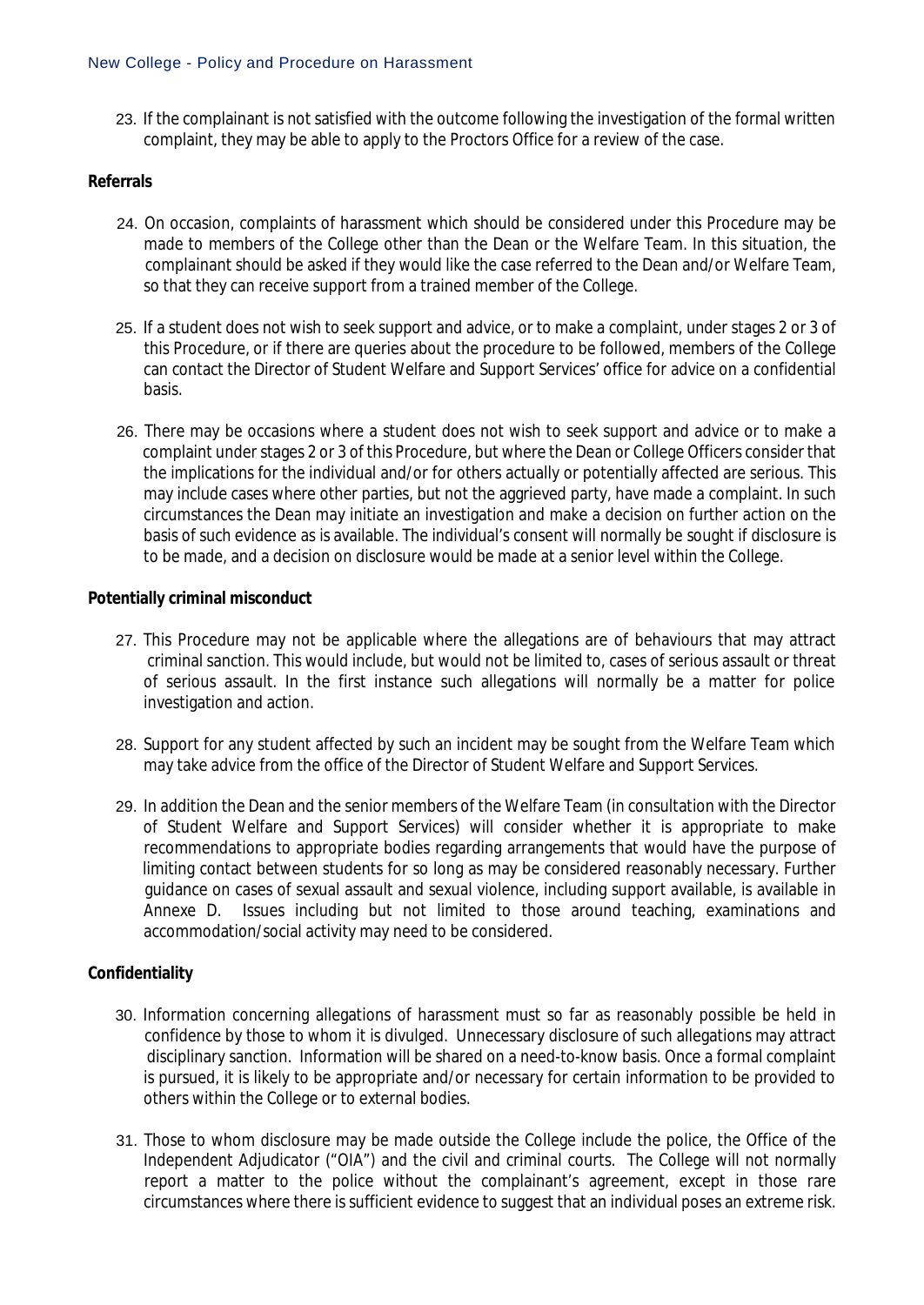23. If the complainant is not satisfied with the outcome following the investigation of the formal written complaint, they may be able to apply to the Proctors Office for a review of the case.

**Referrals**

24. On occasion, complaints of harassment which should be considered under this Procedure may be made to members of the College other than the Dean or the Welfare Team. In this situation, the complainant should be asked if they would like the case referred to the Dean and/or Welfare Team, so that they can receive support from a trained member of the College.

25. If a student does not wish to seek support and advice, or to make a complaint, under stages 2 or 3 of this Procedure, or if there are queries about the procedure to be followed, members of the College can contact the Director of Student Welfare and Support Services' office for advice on a confidential basis.

26. There may be occasions where a student does not wish to seek support and advice or to make a complaint under stages 2 or 3 of this Procedure, but where the Dean or College Officers consider that the implications for the individual and/or for others actually or potentially affected are serious. This may include cases where other parties, but not the aggrieved party, have made a complaint. In such circumstances the Dean may initiate an investigation and make a decision on further action on the basis of such evidence as is available. The individual's consent will normally be sought if disclosure is to be made, and a decision on disclosure would be made at a senior level within the College.

**Potentially criminal misconduct**

27. This Procedure may not be applicable where the allegations are of behaviours that may attract criminal sanction. This would include, but would not be limited to, cases of serious assault or threat of serious assault. In the first instance such allegations will normally be a matter for police investigation and action.

28. Support for any student affected by such an incident may be sought from the Welfare Team which may take advice from the office of the Director of Student Welfare and Support Services.

29. In addition the Dean and the senior members of the Welfare Team (in consultation with the Director of Student Welfare and Support Services) will consider whether it is appropriate to make recommendations to appropriate bodies regarding arrangements that would have the purpose of limiting contact between students for so long as may be considered reasonably necessary. Further guidance on cases of sexual assault and sexual violence, including support available, is available in Annexe D. Issues including but not limited to those around teaching, examinations and accommodation/social activity may need to be considered.

**Confidentiality**

30. Information concerning allegations of harassment must so far as reasonably possible be held in confidence by those to whom it is divulged. Unnecessary disclosure of such allegations may attract disciplinary sanction. Information will be shared on a need-to-know basis. Once a formal complaint is pursued, it is likely to be appropriate and/or necessary for certain information to be provided to others within the College or to external bodies.

31. Those to whom disclosure may be made outside the College include the police, the Office of the Independent Adjudicator ("OIA") and the civil and criminal courts. The College will not normally report a matter to the police without the complainant's agreement, except in those rare circumstances where there is sufficient evidence to suggest that an individual poses an extreme risk.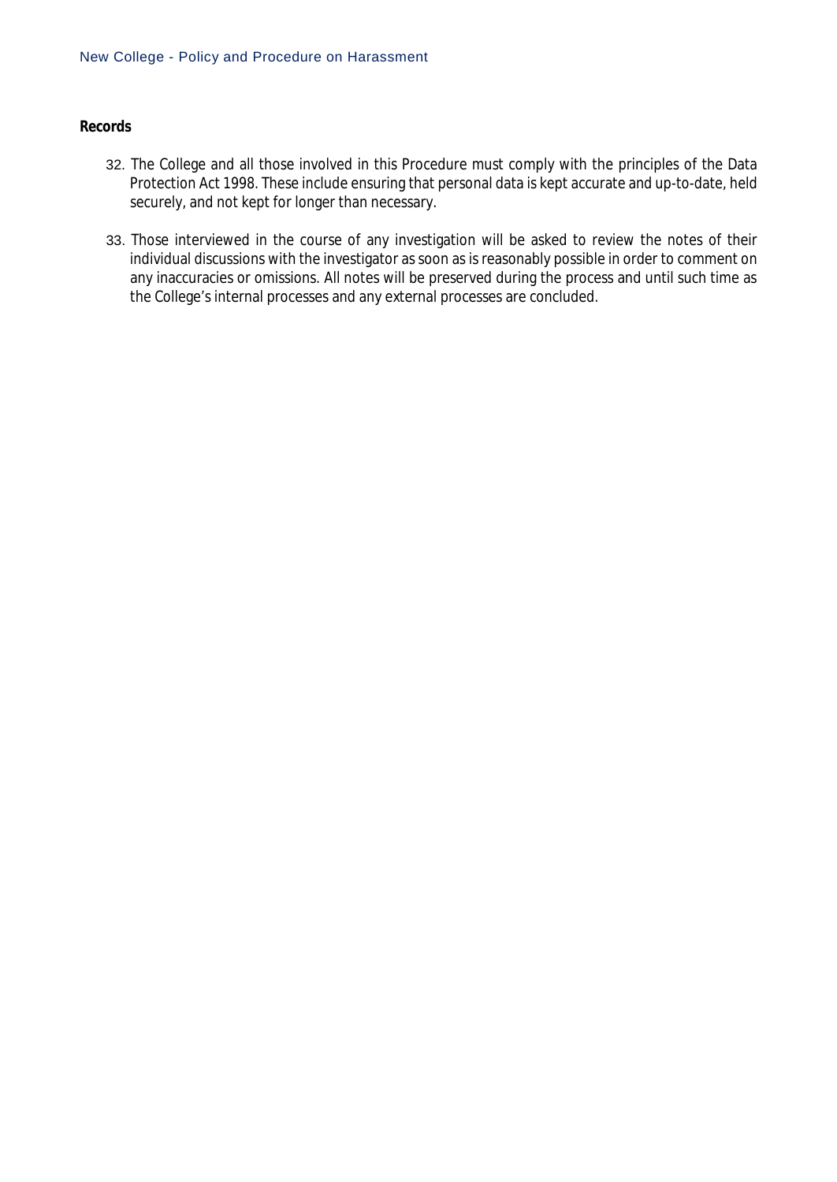**Records**

32. The College and all those involved in this Procedure must comply with the principles of the Data Protection Act 1998. These include ensuring that personal data is kept accurate and up-to-date, held securely, and not kept for longer than necessary.

33. Those interviewed in the course of any investigation will be asked to review the notes of their individual discussions with the investigator as soon as is reasonably possible in order to comment on any inaccuracies or omissions. All notes will be preserved during the process and until such time as the College's internal processes and any external processes are concluded.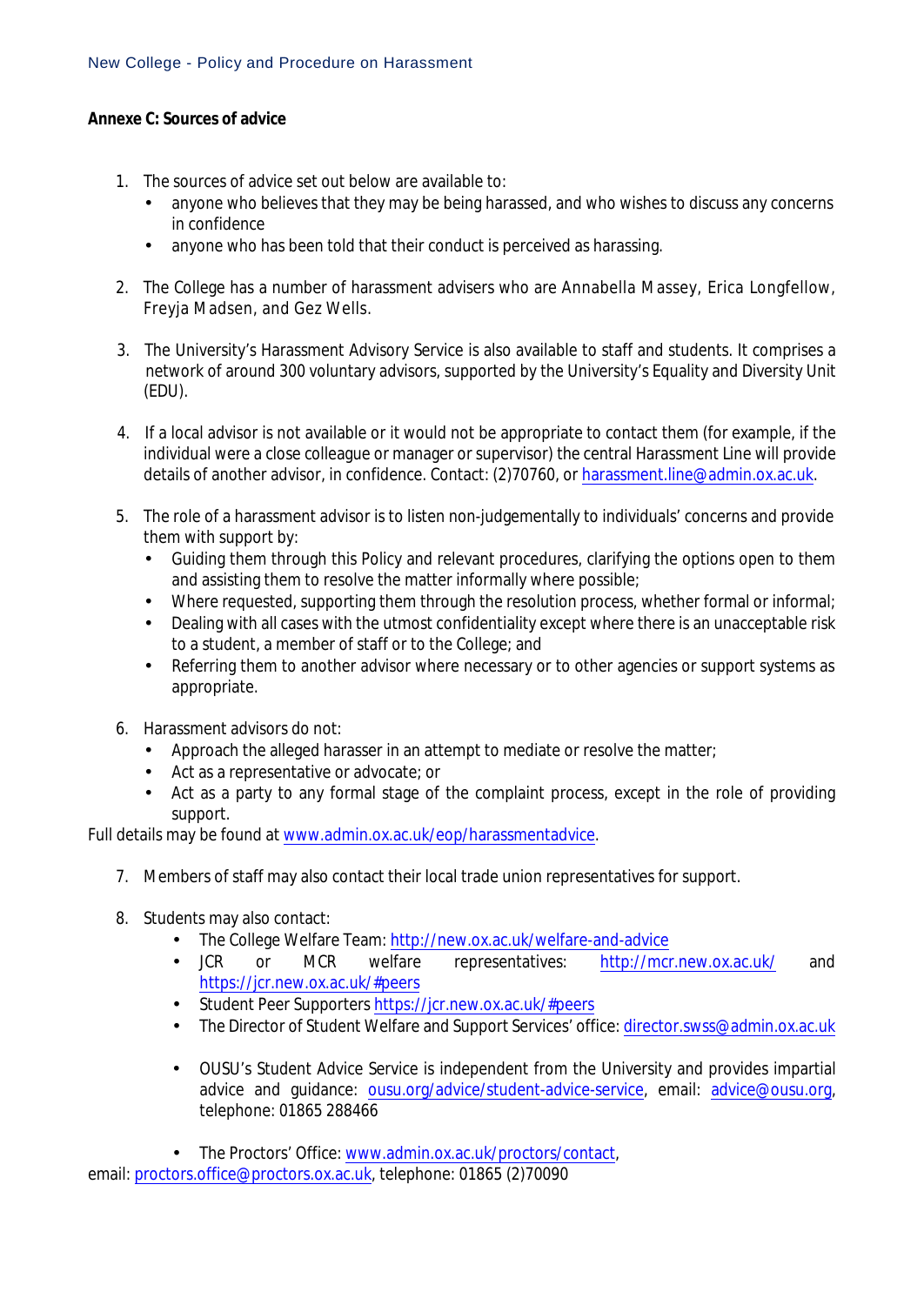**Annexe C: Sources of advice**

1. The sources of advice set out below are available to:
   - anyone who believes that they may be being harassed, and who wishes to discuss any concerns in confidence
   - anyone who has been told that their conduct is perceived as harassing.

2. The College has a number of harassment advisers who are Annabella Massey, Erica Longfellow, Freyja Madsen, and Gez Wells.

3. The University's Harassment Advisory Service is also available to staff and students. It comprises a network of around 300 voluntary advisors, supported by the University's Equality and Diversity Unit (EDU).

4. If a local advisor is not available or it would not be appropriate to contact them (for example, if the individual were a close colleague or manager or supervisor) the central Harassment Line will provide details of another advisor, in confidence. Contact: (2)70760, or harassment.line@admin.ox.ac.uk.

5. The role of a harassment advisor is to listen non-judgementally to individuals' concerns and provide them with support by:
   - Guiding them through this Policy and relevant procedures, clarifying the options open to them and assisting them to resolve the matter informally where possible;
   - Where requested, supporting them through the resolution process, whether formal or informal;
   - Dealing with all cases with the utmost confidentiality except where there is an unacceptable risk to a student, a member of staff or to the College; and
   - Referring them to another advisor where necessary or to other agencies or support systems as appropriate.

6. Harassment advisors do not:
   - Approach the alleged harasser in an attempt to mediate or resolve the matter;
   - Act as a representative or advocate; or
   - Act as a party to any formal stage of the complaint process, except in the role of providing support.

Full details may be found at www.admin.ox.ac.uk/eop/harassmentadvice.

7. Members of staff may also contact their local trade union representatives for support.

8. Students may also contact:
   - The College Welfare Team: http://new.ox.ac.uk/welfare-and-advice
   - JCR or MCR welfare representatives: http://mcr.new.ox.ac.uk/ and https://jcr.new.ox.ac.uk/#peers
   - Student Peer Supporters https://jcr.new.ox.ac.uk/#peers
   - The Director of Student Welfare and Support Services' office: director.swss@admin.ox.ac.uk
   - OUSU's Student Advice Service is independent from the University and provides impartial advice and guidance: ousu.org/advice/student-advice-service, email: advice@ousu.org, telephone: 01865 288466
   - The Proctors' Office: www.admin.ox.ac.uk/proctors/contact, email: proctors.office@proctors.ox.ac.uk, telephone: 01865 (2)70090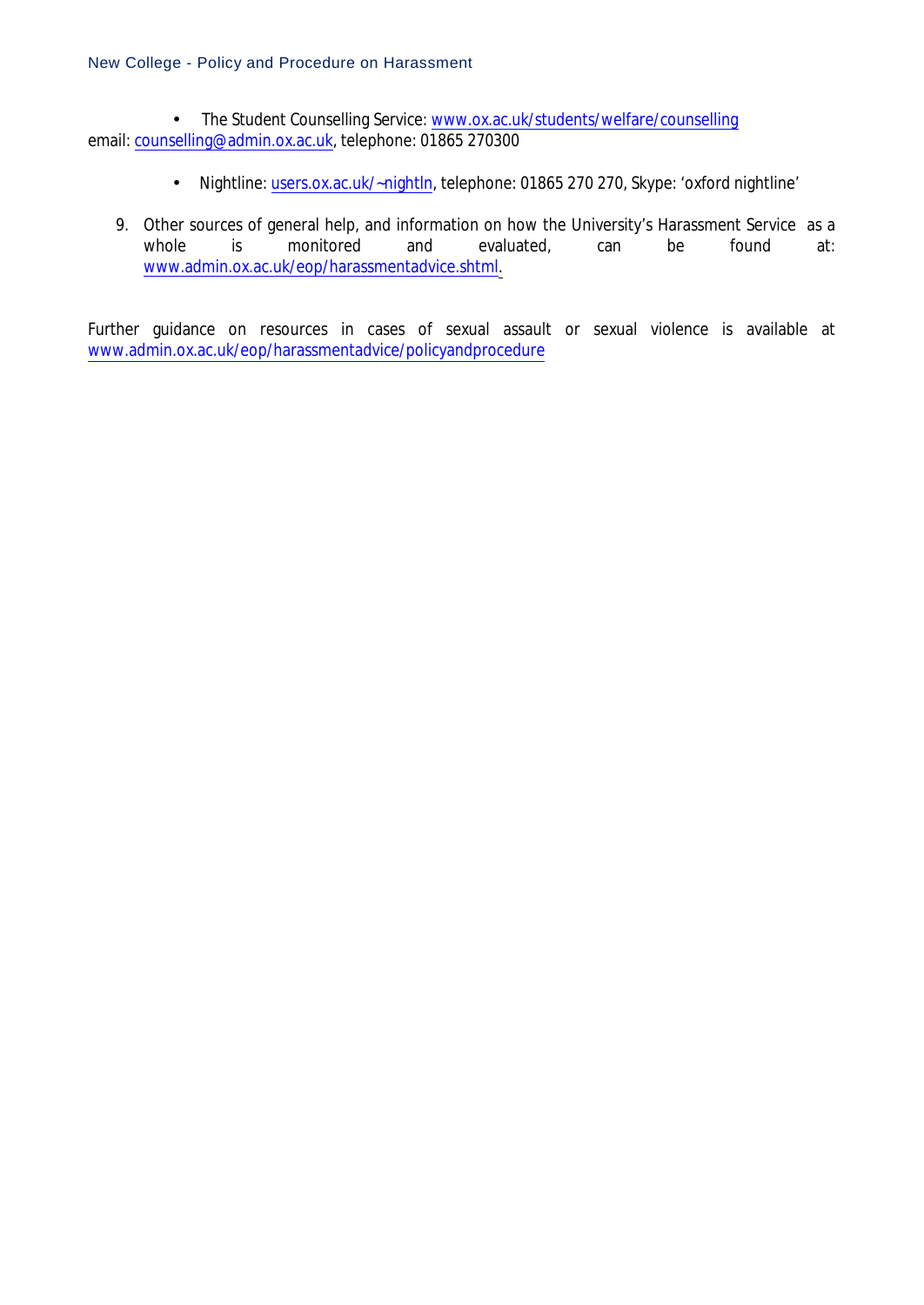- The Student Counselling Service: www.ox.ac.uk/students/welfare/counselling email: counselling@admin.ox.ac.uk, telephone: 01865 270300

- Nightline: users.ox.ac.uk/~nightln, telephone: 01865 270 270, Skype: 'oxford nightline'

9. Other sources of general help, and information on how the University's Harassment Service as a whole is monitored and evaluated, can be found at: www.admin.ox.ac.uk/eop/harassmentadvice.shtml.

Further guidance on resources in cases of sexual assault or sexual violence is available at www.admin.ox.ac.uk/eop/harassmentadvice/policyandprocedure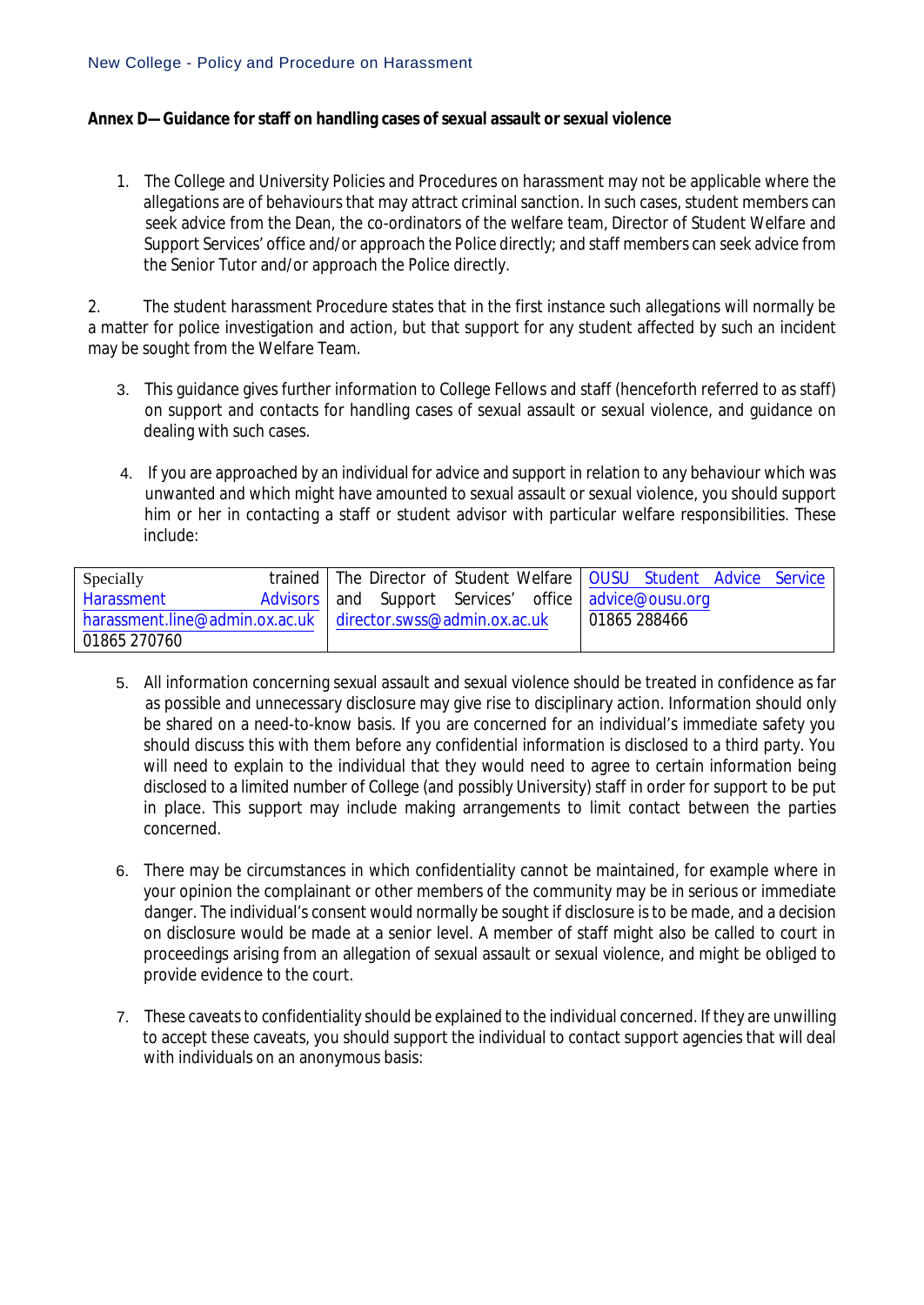**Annex D—Guidance for staff on handling cases of sexual assault or sexual violence**

1. The College and University Policies and Procedures on harassment may not be applicable where the allegations are of behaviours that may attract criminal sanction. In such cases, student members can seek advice from the Dean, the co-ordinators of the welfare team, Director of Student Welfare and Support Services' office and/or approach the Police directly; and staff members can seek advice from the Senior Tutor and/or approach the Police directly.

2. The student harassment Procedure states that in the first instance such allegations will normally be a matter for police investigation and action, but that support for any student affected by such an incident may be sought from the Welfare Team.

3. This guidance gives further information to College Fellows and staff (henceforth referred to as staff) on support and contacts for handling cases of sexual assault or sexual violence, and guidance on dealing with such cases.

4. If you are approached by an individual for advice and support in relation to any behaviour which was unwanted and which might have amounted to sexual assault or sexual violence, you should support him or her in contacting a staff or student advisor with particular welfare responsibilities. These include:

| Specially trained Harassment Advisors harassment.line@admin.ox.ac.uk 01865 270760 | The Director of Student Welfare and Support Services' office director.swss@admin.ox.ac.uk | OUSU Student Advice Service advice@ousu.org 01865 288466 |
|---|---|---|

5. All information concerning sexual assault and sexual violence should be treated in confidence as far as possible and unnecessary disclosure may give rise to disciplinary action. Information should only be shared on a need-to-know basis. If you are concerned for an individual's immediate safety you should discuss this with them before any confidential information is disclosed to a third party. You will need to explain to the individual that they would need to agree to certain information being disclosed to a limited number of College (and possibly University) staff in order for support to be put in place. This support may include making arrangements to limit contact between the parties concerned.

6. There may be circumstances in which confidentiality cannot be maintained, for example where in your opinion the complainant or other members of the community may be in serious or immediate danger. The individual's consent would normally be sought if disclosure is to be made, and a decision on disclosure would be made at a senior level. A member of staff might also be called to court in proceedings arising from an allegation of sexual assault or sexual violence, and might be obliged to provide evidence to the court.

7. These caveats to confidentiality should be explained to the individual concerned. If they are unwilling to accept these caveats, you should support the individual to contact support agencies that will deal with individuals on an anonymous basis: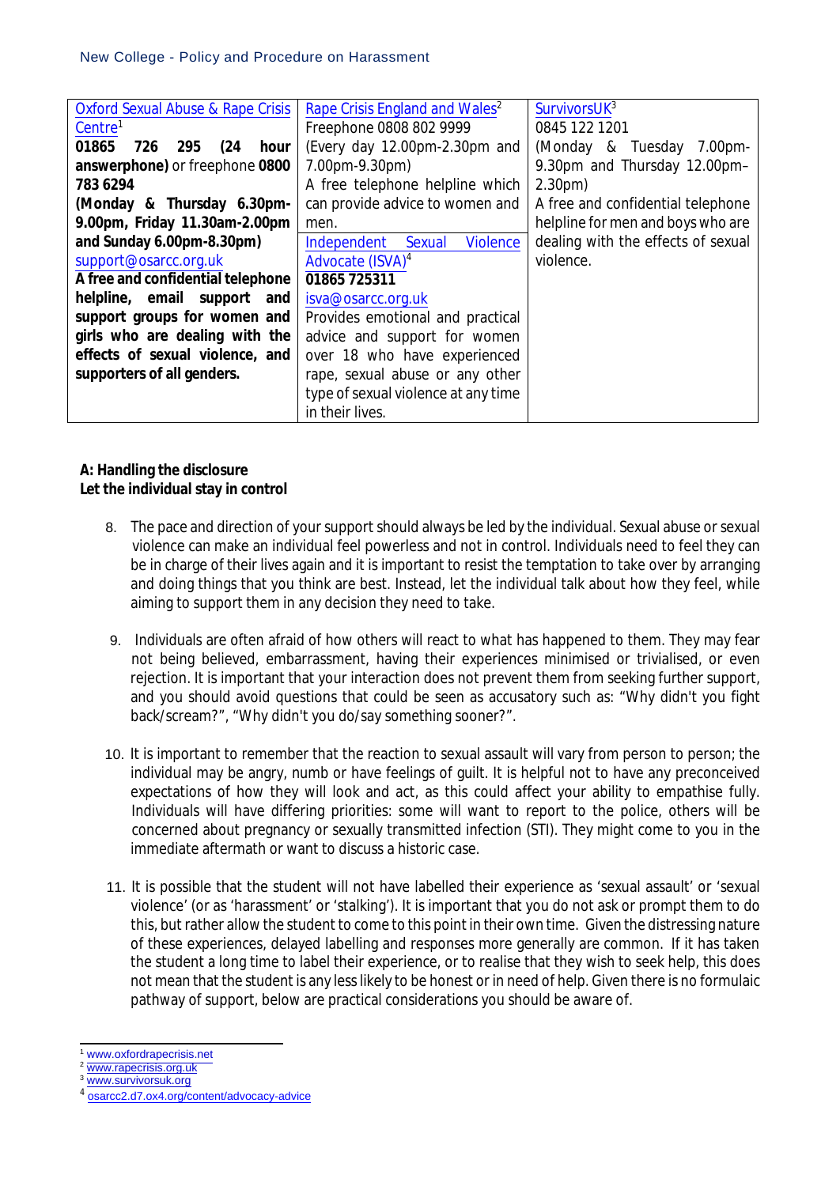| Oxford Sexual Abuse & Rape Crisis Centre[1] | Rape Crisis England and Wales[2] | SurvivorsUK[3] |
|---|---|---|
| **01865 726 295 (24 hour answerphone)** or freephone **0800 783 6294** | Freephone 0808 802 9999 | 0845 122 1201 |
| **(Monday & Thursday 6.30pm-9.00pm, Friday 11.30am-2.00pm and Sunday 6.00pm-8.30pm)** | (Every day 12.00pm-2.30pm and 7.00pm-9.30pm) | (Monday & Tuesday 7.00pm-9.30pm and Thursday 12.00pm–2.30pm) |
| support@osarcc.org.uk | A free telephone helpline which can provide advice to women and men. | A free and confidential telephone helpline for men and boys who are dealing with the effects of sexual violence. |
| **A free and confidential telephone helpline, email support and support groups for women and girls who are dealing with the effects of sexual violence, and supporters of all genders.** | Independent Sexual Violence Advocate (ISVA)[4] **01865 725311** isva@osarcc.org.uk Provides emotional and practical advice and support for women over 18 who have experienced rape, sexual abuse or any other type of sexual violence at any time in their lives. | |

**A: Handling the disclosure**
**Let the individual stay in control**

8. The pace and direction of your support should always be led by the individual. Sexual abuse or sexual violence can make an individual feel powerless and not in control. Individuals need to feel they can be in charge of their lives again and it is important to resist the temptation to take over by arranging and doing things that you think are best. Instead, let the individual talk about how they feel, while aiming to support them in any decision they need to take.

9. Individuals are often afraid of how others will react to what has happened to them. They may fear not being believed, embarrassment, having their experiences minimised or trivialised, or even rejection. It is important that your interaction does not prevent them from seeking further support, and you should avoid questions that could be seen as accusatory such as: "Why didn't you fight back/scream?", "Why didn't you do/say something sooner?".

10. It is important to remember that the reaction to sexual assault will vary from person to person; the individual may be angry, numb or have feelings of guilt. It is helpful not to have any preconceived expectations of how they will look and act, as this could affect your ability to empathise fully. Individuals will have differing priorities: some will want to report to the police, others will be concerned about pregnancy or sexually transmitted infection (STI). They might come to you in the immediate aftermath or want to discuss a historic case.

11. It is possible that the student will not have labelled their experience as 'sexual assault' or 'sexual violence' (or as 'harassment' or 'stalking'). It is important that you do not ask or prompt them to do this, but rather allow the student to come to this point in their own time. Given the distressing nature of these experiences, delayed labelling and responses more generally are common. If it has taken the student a long time to label their experience, or to realise that they wish to seek help, this does not mean that the student is any less likely to be honest or in need of help. Given there is no formulaic pathway of support, below are practical considerations you should be aware of.

---

[1] www.oxfordrapecrisis.net
[2] www.rapecrisis.org.uk
[3] www.survivorsuk.org
[4] osarcc2.d7.ox4.org/content/advocacy-advice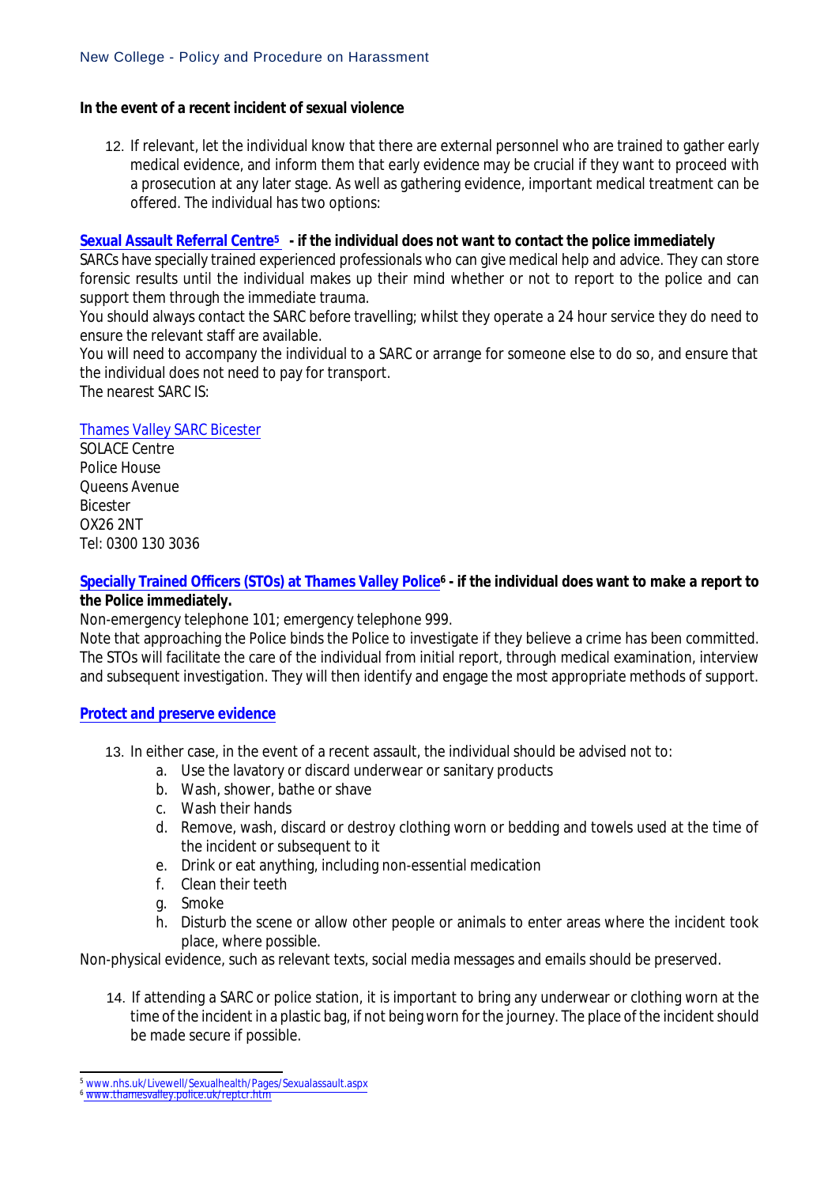**In the event of a recent incident of sexual violence**

12. If relevant, let the individual know that there are external personnel who are trained to gather early medical evidence, and inform them that early evidence may be crucial if they want to proceed with a prosecution at any later stage. As well as gathering evidence, important medical treatment can be offered. The individual has two options:

**Sexual Assault Referral Centre[5] - if the individual does not want to contact the police immediately**

SARCs have specially trained experienced professionals who can give medical help and advice. They can store forensic results until the individual makes up their mind whether or not to report to the police and can support them through the immediate trauma.

You should always contact the SARC before travelling; whilst they operate a 24 hour service they do need to ensure the relevant staff are available.

You will need to accompany the individual to a SARC or arrange for someone else to do so, and ensure that the individual does not need to pay for transport.

The nearest SARC IS:

Thames Valley SARC Bicester
SOLACE Centre
Police House
Queens Avenue
Bicester
OX26 2NT
Tel: 0300 130 3036

**Specially Trained Officers (STOs) at Thames Valley Police[6] - if the individual does want to make a report to the Police immediately.**

Non-emergency telephone 101; emergency telephone 999.

Note that approaching the Police binds the Police to investigate if they believe a crime has been committed. The STOs will facilitate the care of the individual from initial report, through medical examination, interview and subsequent investigation. They will then identify and engage the most appropriate methods of support.

**Protect and preserve evidence**

13. In either case, in the event of a recent assault, the individual should be advised not to:
    a. Use the lavatory or discard underwear or sanitary products
    b. Wash, shower, bathe or shave
    c. Wash their hands
    d. Remove, wash, discard or destroy clothing worn or bedding and towels used at the time of the incident or subsequent to it
    e. Drink or eat anything, including non-essential medication
    f. Clean their teeth
    g. Smoke
    h. Disturb the scene or allow other people or animals to enter areas where the incident took place, where possible.

Non-physical evidence, such as relevant texts, social media messages and emails should be preserved.

14. If attending a SARC or police station, it is important to bring any underwear or clothing worn at the time of the incident in a plastic bag, if not being worn for the journey. The place of the incident should be made secure if possible.

[5] www.nhs.uk/Livewell/Sexualhealth/Pages/Sexualassault.aspx
[6] www.thamesvalley.police.uk/reptcr.htm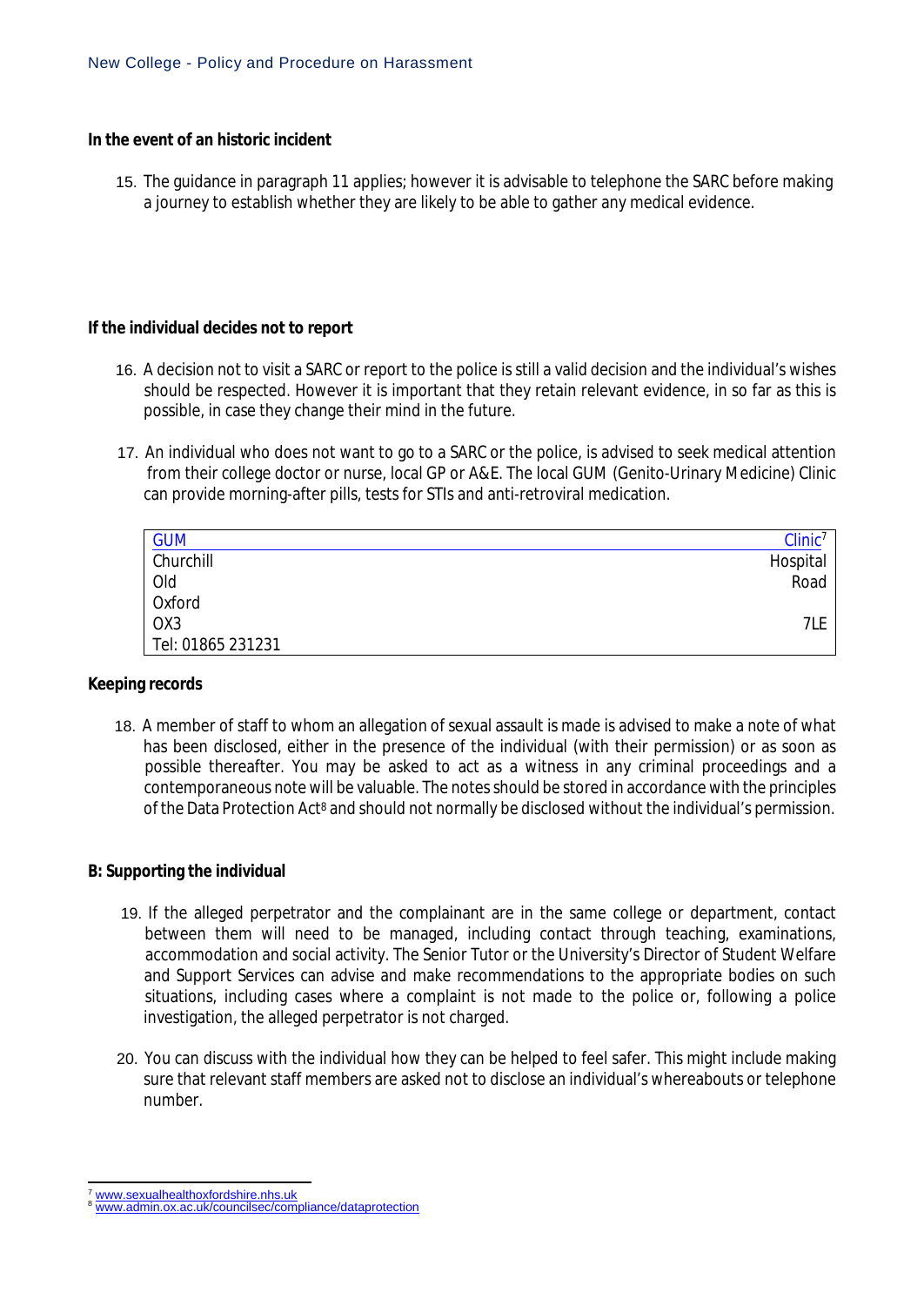**In the event of an historic incident**

15. The guidance in paragraph 11 applies; however it is advisable to telephone the SARC before making a journey to establish whether they are likely to be able to gather any medical evidence.

**If the individual decides not to report**

16. A decision not to visit a SARC or report to the police is still a valid decision and the individual's wishes should be respected. However it is important that they retain relevant evidence, in so far as this is possible, in case they change their mind in the future.

17. An individual who does not want to go to a SARC or the police, is advised to seek medical attention from their college doctor or nurse, local GP or A&E. The local GUM (Genito-Urinary Medicine) Clinic can provide morning-after pills, tests for STIs and anti-retroviral medication.

| GUM Clinic[7] |
|---|
| Churchill Hospital |
| Old Road |
| Oxford |
| OX3 7LE |
| Tel: 01865 231231 |

**Keeping records**

18. A member of staff to whom an allegation of sexual assault is made is advised to make a note of what has been disclosed, either in the presence of the individual (with their permission) or as soon as possible thereafter. You may be asked to act as a witness in any criminal proceedings and a contemporaneous note will be valuable. The notes should be stored in accordance with the principles of the Data Protection Act[8] and should not normally be disclosed without the individual's permission.

**B: Supporting the individual**

19. If the alleged perpetrator and the complainant are in the same college or department, contact between them will need to be managed, including contact through teaching, examinations, accommodation and social activity. The Senior Tutor or the University's Director of Student Welfare and Support Services can advise and make recommendations to the appropriate bodies on such situations, including cases where a complaint is not made to the police or, following a police investigation, the alleged perpetrator is not charged.

20. You can discuss with the individual how they can be helped to feel safer. This might include making sure that relevant staff members are asked not to disclose an individual's whereabouts or telephone number.

---

[7] www.sexualhealthoxfordshire.nhs.uk

[8] www.admin.ox.ac.uk/councilsec/compliance/dataprotection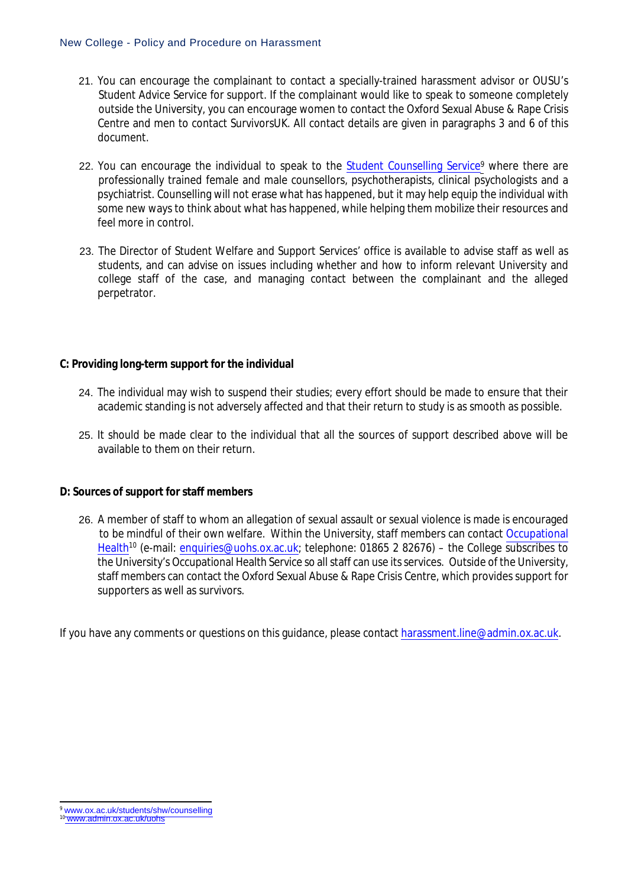21. You can encourage the complainant to contact a specially-trained harassment advisor or OUSU's Student Advice Service for support. If the complainant would like to speak to someone completely outside the University, you can encourage women to contact the Oxford Sexual Abuse & Rape Crisis Centre and men to contact SurvivorsUK. All contact details are given in paragraphs 3 and 6 of this document.

22. You can encourage the individual to speak to the Student Counselling Service[9] where there are professionally trained female and male counsellors, psychotherapists, clinical psychologists and a psychiatrist. Counselling will not erase what has happened, but it may help equip the individual with some new ways to think about what has happened, while helping them mobilize their resources and feel more in control.

23. The Director of Student Welfare and Support Services' office is available to advise staff as well as students, and can advise on issues including whether and how to inform relevant University and college staff of the case, and managing contact between the complainant and the alleged perpetrator.

**C: Providing long-term support for the individual**

24. The individual may wish to suspend their studies; every effort should be made to ensure that their academic standing is not adversely affected and that their return to study is as smooth as possible.

25. It should be made clear to the individual that all the sources of support described above will be available to them on their return.

**D: Sources of support for staff members**

26. A member of staff to whom an allegation of sexual assault or sexual violence is made is encouraged to be mindful of their own welfare. Within the University, staff members can contact Occupational Health[10] (e-mail: enquiries@uohs.ox.ac.uk; telephone: 01865 2 82676) – the College subscribes to the University's Occupational Health Service so all staff can use its services. Outside of the University, staff members can contact the Oxford Sexual Abuse & Rape Crisis Centre, which provides support for supporters as well as survivors.

If you have any comments or questions on this guidance, please contact harassment.line@admin.ox.ac.uk.

[9] www.ox.ac.uk/students/shw/counselling

[10] www.admin.ox.ac.uk/uohs